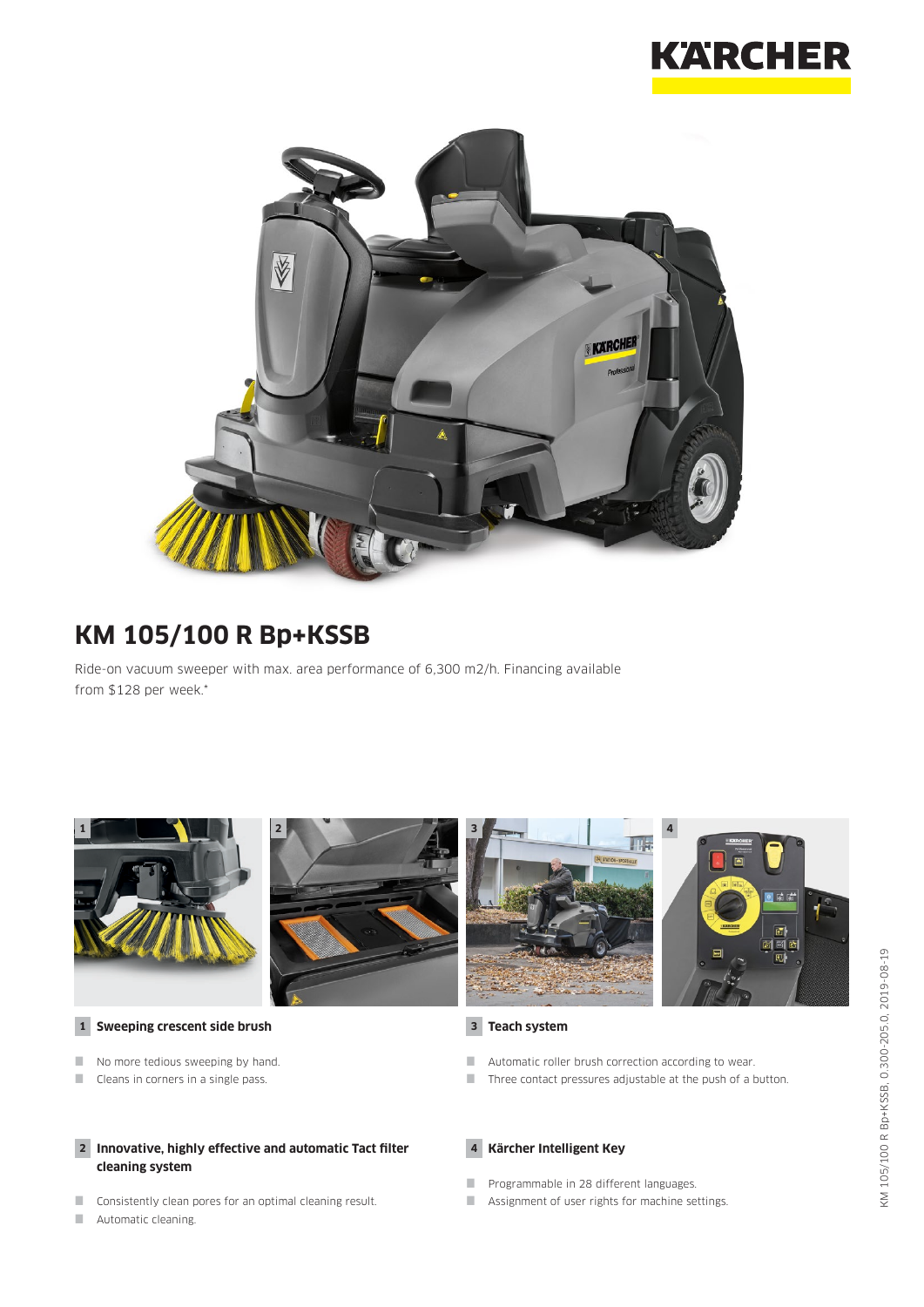# KM 105/100 R Bp+KSSB

Ride-on vacuum sweeper with max. area performance of 6,300 m2/h. Financing available from $128 per week.*

### 1 Sweeping crescent side brush

- No more tedious sweeping by hand.
- Cleans in corners in a single pass.

### 2 Innovative, highly effective and automatic Tact filter cleaning system

- Consistently clean pores for an optimal cleaning result.
- Automatic cleaning.

### 3 Teach system

- Automatic roller brush correction according to wear.
- Three contact pressures adjustable at the push of a button.

### 4 Kärcher Intelligent Key

- Programmable in 28 different languages.
- Assignment of user rights for machine settings.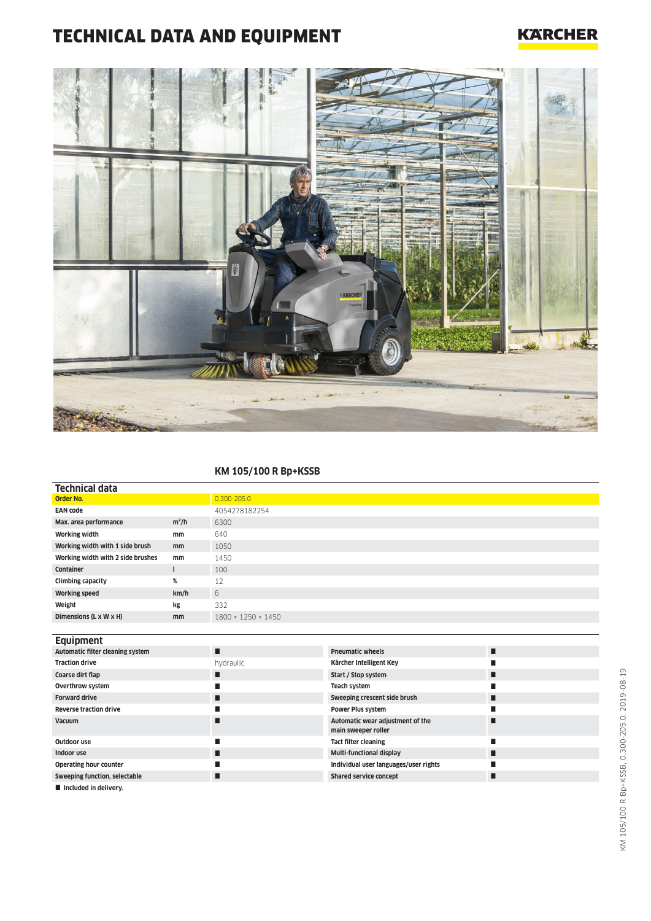# TECHNICAL DATA AND EQUIPMENT

## KM 105/100 R Bp+KSSB

### Technical data

| | | |
|---|---|---|
| **Order No.** | | 0.300-205.0 |
| **EAN code** | | 4054278182254 |
| **Max. area performance** | $m^2/h$ | 6300 |
| **Working width** | mm | 640 |
| **Working width with 1 side brush** | mm | 1050 |
| **Working width with 2 side brushes** | mm | 1450 |
| **Container** | l | 100 |
| **Climbing capacity** | % | 12 |
| **Working speed** | km/h | 6 |
| **Weight** | kg | 332 |
| **Dimensions (L x W x H)** | mm | 1800 × 1250 × 1450 |

### Equipment

| | | | |
|---|---|---|---|
| **Automatic filter cleaning system** | ■ | **Pneumatic wheels** | ■ |
| **Traction drive** | hydraulic | **Kärcher Intelligent Key** | ■ |
| **Coarse dirt flap** | ■ | **Start / Stop system** | ■ |
| **Overthrow system** | ■ | **Teach system** | ■ |
| **Forward drive** | ■ | **Sweeping crescent side brush** | ■ |
| **Reverse traction drive** | ■ | **Power Plus system** | ■ |
| **Vacuum** | ■ | **Automatic wear adjustment of the main sweeper roller** | ■ |
| **Outdoor use** | ■ | **Tact filter cleaning** | ■ |
| **Indoor use** | ■ | **Multi-functional display** | ■ |
| **Operating hour counter** | ■ | **Individual user languages/user rights** | ■ |
| **Sweeping function, selectable** | ■ | **Shared service concept** | ■ |

■ **Included in delivery.**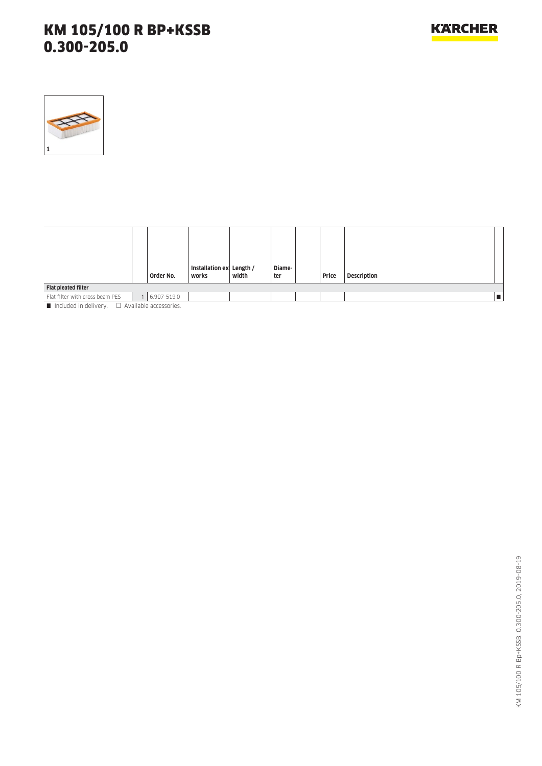# KM 105/100 R BP+KSSB
# 0.300-205.0

1

| | | Order No. | Installation ex works | Length / width | Diameter | | Price | Description | |
|---|---|---|---|---|---|---|---|---|---|
| **Flat pleated filter** | | | | | | | | | |
| Flat filter with cross beam PES | 1 | 6.907-519.0 | | | | | | | ■ |

■ Included in delivery. □ Available accessories.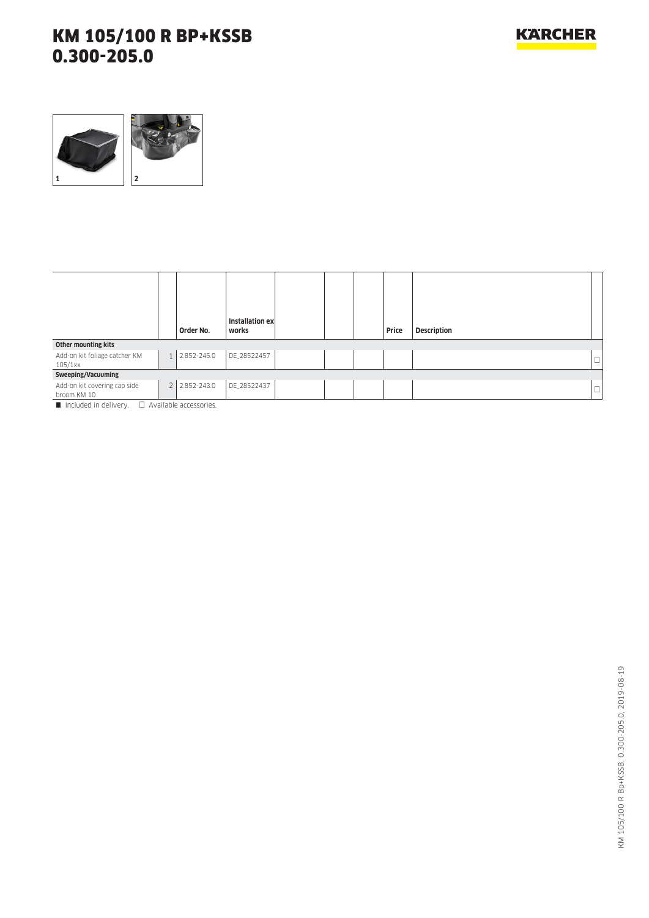# KM 105/100 R BP+KSSB
# 0.300-205.0

1 2

| | | Order No. | Installation ex works | | | | Price | Description | |
|---|---|---|---|---|---|---|---|---|---|
| **Other mounting kits** | | | | | | | | | |
| Add-on kit foliage catcher KM 105/1xx | 1 | 2.852-245.0 | DE_28522457 | | | | | | □ |
| **Sweeping/Vacuuming** | | | | | | | | | |
| Add-on kit covering cap side broom KM 10 | 2 | 2.852-243.0 | DE_28522437 | | | | | | □ |

■ Included in delivery. □ Available accessories.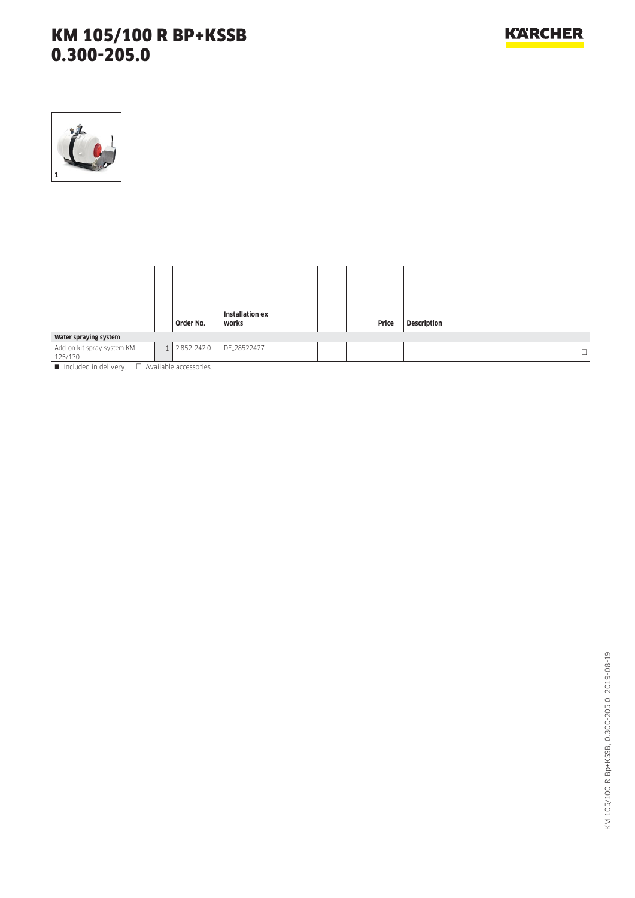# KM 105/100 R BP+KSSB 0.300-205.0

1

| | | Order No. | Installation ex works | | | | Price | Description | |
|---|---|---|---|---|---|---|---|---|---|
| **Water spraying system** | | | | | | | | | |
| Add-on kit spray system KM 125/130 | 1 | 2.852-242.0 | DE_28522427 | | | | | | □ |

■ Included in delivery. □ Available accessories.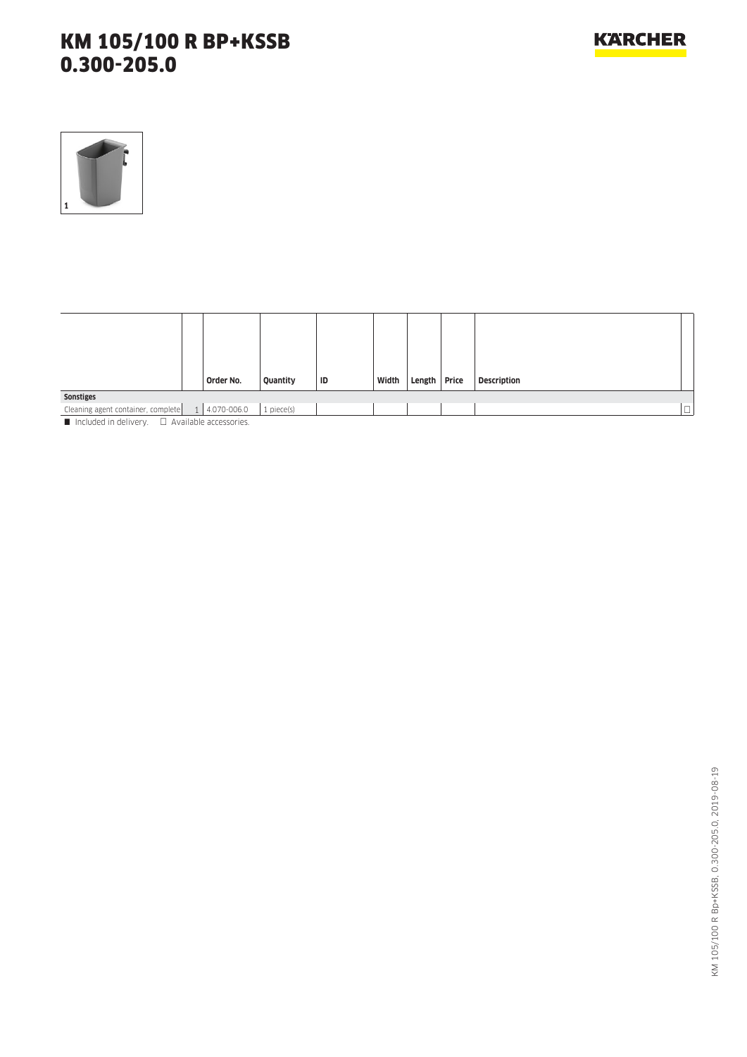# KM 105/100 R BP+KSSB
# 0.300-205.0

1

| | | Order No. | Quantity | ID | Width | Length | Price | Description | |
|---|---|---|---|---|---|---|---|---|---|
| **Sonstiges** | | | | | | | | | |
| Cleaning agent container, complete | 1 | 4.070-006.0 | 1 piece(s) | | | | | | □ |

■ Included in delivery. □ Available accessories.